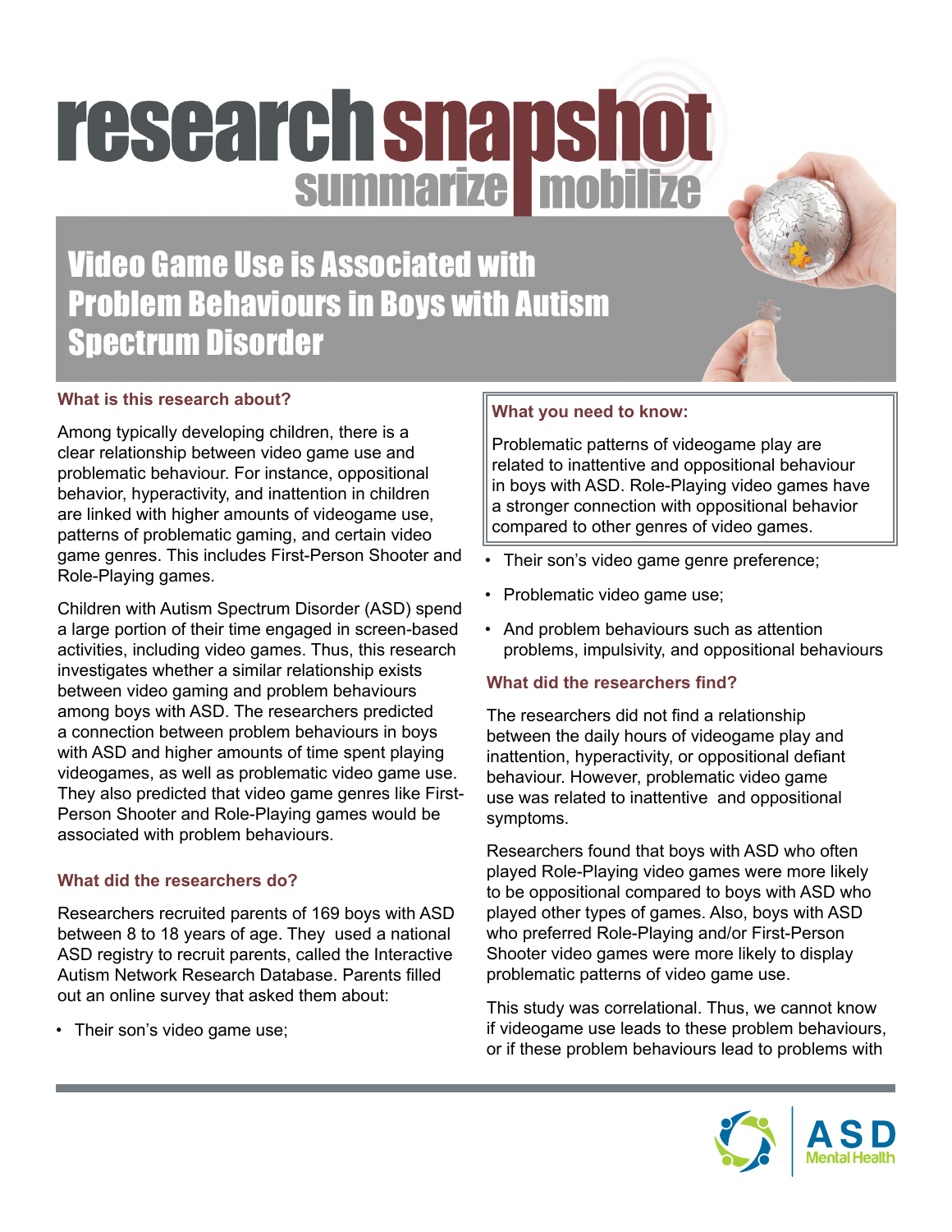# research snapshot

summarize mobilize

## Video Game Use is Associated with Problem Behaviours in Boys with Autism Spectrum Disorder

### What is this research about?

Among typically developing children, there is a clear relationship between video game use and problematic behaviour. For instance, oppositional behavior, hyperactivity, and inattention in children are linked with higher amounts of videogame use, patterns of problematic gaming, and certain video game genres. This includes First-Person Shooter and Role-Playing games.

Children with Autism Spectrum Disorder (ASD) spend a large portion of their time engaged in screen-based activities, including video games. Thus, this research investigates whether a similar relationship exists between video gaming and problem behaviours among boys with ASD. The researchers predicted a connection between problem behaviours in boys with ASD and higher amounts of time spent playing videogames, as well as problematic video game use. They also predicted that video game genres like First-Person Shooter and Role-Playing games would be associated with problem behaviours.

### What did the researchers do?

Researchers recruited parents of 169 boys with ASD between 8 to 18 years of age. They used a national ASD registry to recruit parents, called the Interactive Autism Network Research Database. Parents filled out an online survey that asked them about:

- Their son's video game use;
- Their son's video game genre preference;
- Problematic video game use;
- And problem behaviours such as attention problems, impulsivity, and oppositional behaviours

### What you need to know:

Problematic patterns of videogame play are related to inattentive and oppositional behaviour in boys with ASD. Role-Playing video games have a stronger connection with oppositional behavior compared to other genres of video games.

### What did the researchers find?

The researchers did not find a relationship between the daily hours of videogame play and inattention, hyperactivity, or oppositional defiant behaviour. However, problematic video game use was related to inattentive and oppositional symptoms.

Researchers found that boys with ASD who often played Role-Playing video games were more likely to be oppositional compared to boys with ASD who played other types of games. Also, boys with ASD who preferred Role-Playing and/or First-Person Shooter video games were more likely to display problematic patterns of video game use.

This study was correlational. Thus, we cannot know if videogame use leads to these problem behaviours, or if these problem behaviours lead to problems with

ASD Mental Health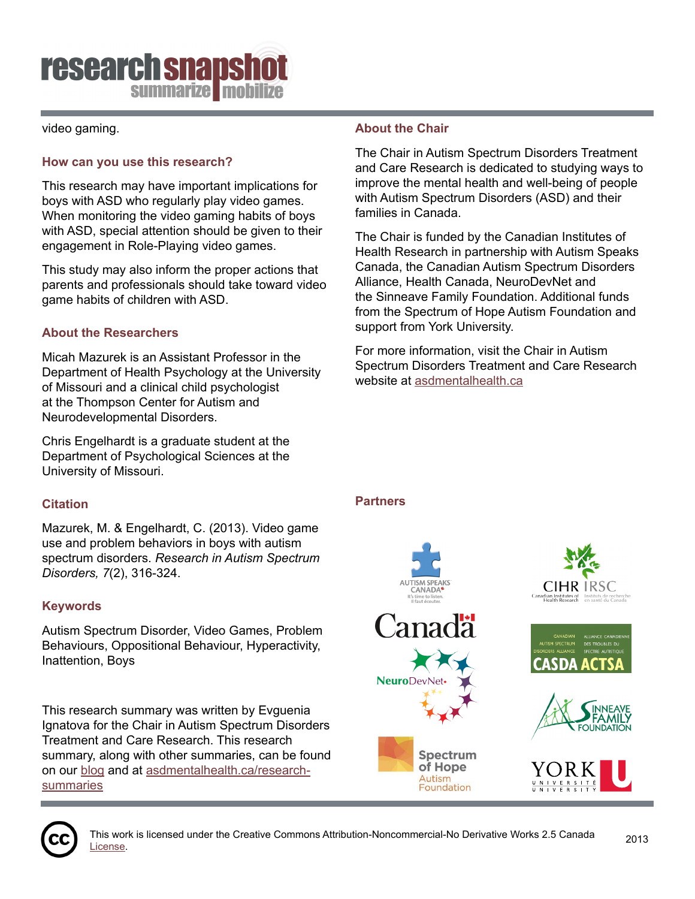video gaming.

### How can you use this research?

This research may have important implications for boys with ASD who regularly play video games. When monitoring the video gaming habits of boys with ASD, special attention should be given to their engagement in Role-Playing video games.

This study may also inform the proper actions that parents and professionals should take toward video game habits of children with ASD.

### About the Researchers

Micah Mazurek is an Assistant Professor in the Department of Health Psychology at the University of Missouri and a clinical child psychologist at the Thompson Center for Autism and Neurodevelopmental Disorders.

Chris Engelhardt is a graduate student at the Department of Psychological Sciences at the University of Missouri.

### Citation

Mazurek, M. & Engelhardt, C. (2013). Video game use and problem behaviors in boys with autism spectrum disorders. *Research in Autism Spectrum Disorders, 7*(2), 316-324.

### Keywords

Autism Spectrum Disorder, Video Games, Problem Behaviours, Oppositional Behaviour, Hyperactivity, Inattention, Boys

This research summary was written by Evguenia Ignatova for the Chair in Autism Spectrum Disorders Treatment and Care Research. This research summary, along with other summaries, can be found on our blog and at asdmentalhealth.ca/research-summaries

### About the Chair

The Chair in Autism Spectrum Disorders Treatment and Care Research is dedicated to studying ways to improve the mental health and well-being of people with Autism Spectrum Disorders (ASD) and their families in Canada.

The Chair is funded by the Canadian Institutes of Health Research in partnership with Autism Speaks Canada, the Canadian Autism Spectrum Disorders Alliance, Health Canada, NeuroDevNet and the Sinneave Family Foundation. Additional funds from the Spectrum of Hope Autism Foundation and support from York University.

For more information, visit the Chair in Autism Spectrum Disorders Treatment and Care Research website at asdmentalhealth.ca

### Partners

Autism Speaks Canada

CIHR IRSC

Canada

CASDA ACTSA

NeuroDevNet

Sinneave Family Foundation

Spectrum of Hope Autism Foundation

York University

This work is licensed under the Creative Commons Attribution-Noncommercial-No Derivative Works 2.5 Canada License.

2013